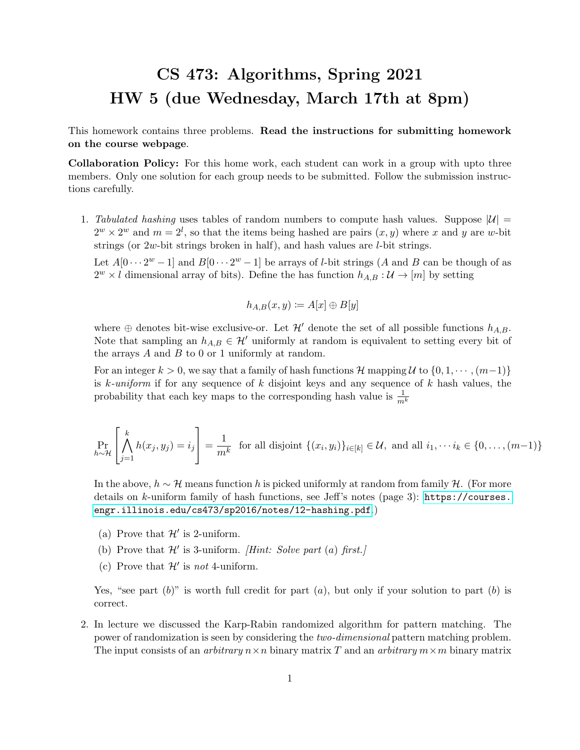# CS 473: Algorithms, Spring 2021
# HW 5 (due Wednesday, March 17th at 8pm)

This homework contains three problems. **Read the instructions for submitting homework on the course webpage**.

**Collaboration Policy:** For this home work, each student can work in a group with upto three members. Only one solution for each group needs to be submitted. Follow the submission instructions carefully.

1. *Tabulated hashing* uses tables of random numbers to compute hash values. Suppose $|\mathcal{U}| = 2^w \times 2^w$ and $m = 2^l$, so that the items being hashed are pairs $(x, y)$ where $x$ and $y$ are $w$-bit strings (or $2w$-bit strings broken in half), and hash values are $l$-bit strings.

   Let $A[0 \cdots 2^w - 1]$ and $B[0 \cdots 2^w - 1]$ be arrays of $l$-bit strings ($A$ and $B$ can be though of as $2^w \times l$ dimensional array of bits). Define the has function $h_{A,B} : \mathcal{U} \to [m]$ by setting

   $$h_{A,B}(x, y) := A[x] \oplus B[y]$$

   where $\oplus$ denotes bit-wise exclusive-or. Let $\mathcal{H}'$ denote the set of all possible functions $h_{A,B}$. Note that sampling an $h_{A,B} \in \mathcal{H}'$ uniformly at random is equivalent to setting every bit of the arrays $A$ and $B$ to 0 or 1 uniformly at random.

   For an integer $k > 0$, we say that a family of hash functions $\mathcal{H}$ mapping $\mathcal{U}$ to $\{0, 1, \cdots, (m-1)\}$ is *k-uniform* if for any sequence of $k$ disjoint keys and any sequence of $k$ hash values, the probability that each key maps to the corresponding hash value is $\frac{1}{m^k}$

   $$\Pr_{h \sim \mathcal{H}}\left[\bigwedge_{j=1}^{k} h(x_j, y_j) = i_j\right] = \frac{1}{m^k} \text{ for all disjoint } \{(x_i, y_i)\}_{i \in [k]} \in \mathcal{U}, \text{ and all } i_1, \cdots i_k \in \{0, \ldots, (m-1)\}$$

   In the above, $h \sim \mathcal{H}$ means function $h$ is picked uniformly at random from family $\mathcal{H}$. (For more details on $k$-uniform family of hash functions, see Jeff's notes (page 3): https://courses.engr.illinois.edu/cs473/sp2016/notes/12-hashing.pdf.)

   (a) Prove that $\mathcal{H}'$ is 2-uniform.

   (b) Prove that $\mathcal{H}'$ is 3-uniform. *[Hint: Solve part (a) first.]*

   (c) Prove that $\mathcal{H}'$ is *not* 4-uniform.

   Yes, "see part (b)" is worth full credit for part (a), but only if your solution to part (b) is correct.

2. In lecture we discussed the Karp-Rabin randomized algorithm for pattern matching. The power of randomization is seen by considering the *two-dimensional* pattern matching problem. The input consists of an *arbitrary* $n \times n$ binary matrix $T$ and an *arbitrary* $m \times m$ binary matrix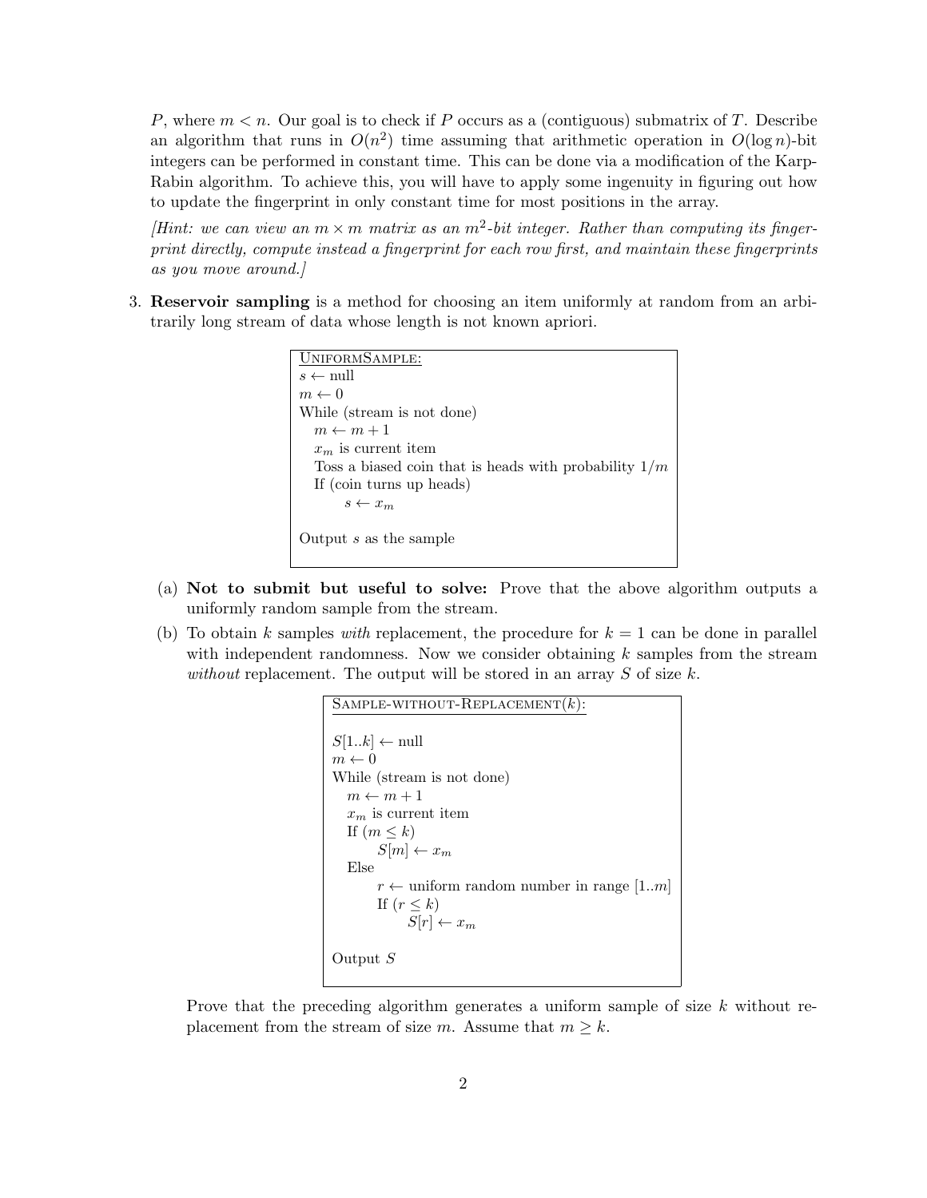$P$, where $m < n$. Our goal is to check if $P$ occurs as a (contiguous) submatrix of $T$. Describe an algorithm that runs in $O(n^2)$ time assuming that arithmetic operation in $O(\log n)$-bit integers can be performed in constant time. This can be done via a modification of the Karp-Rabin algorithm. To achieve this, you will have to apply some ingenuity in figuring out how to update the fingerprint in only constant time for most positions in the array.

*[Hint: we can view an $m \times m$ matrix as an $m^2$-bit integer. Rather than computing its fingerprint directly, compute instead a fingerprint for each row first, and maintain these fingerprints as you move around.]*

3. **Reservoir sampling** is a method for choosing an item uniformly at random from an arbitrarily long stream of data whose length is not known apriori.

```
UniformSample:
s ← null
m ← 0
While (stream is not done)
   m ← m + 1
   x_m is current item
   Toss a biased coin that is heads with probability 1/m
   If (coin turns up heads)
        s ← x_m

Output s as the sample
```

   (a) **Not to submit but useful to solve:** Prove that the above algorithm outputs a uniformly random sample from the stream.

   (b) To obtain $k$ samples *with* replacement, the procedure for $k = 1$ can be done in parallel with independent randomness. Now we consider obtaining $k$ samples from the stream *without* replacement. The output will be stored in an array $S$ of size $k$.

```
Sample-without-Replacement(k):

S[1..k] ← null
m ← 0
While (stream is not done)
   m ← m + 1
   x_m is current item
   If (m ≤ k)
        S[m] ← x_m
   Else
        r ← uniform random number in range [1..m]
        If (r ≤ k)
             S[r] ← x_m

Output S
```

   Prove that the preceding algorithm generates a uniform sample of size $k$ without replacement from the stream of size $m$. Assume that $m \geq k$.